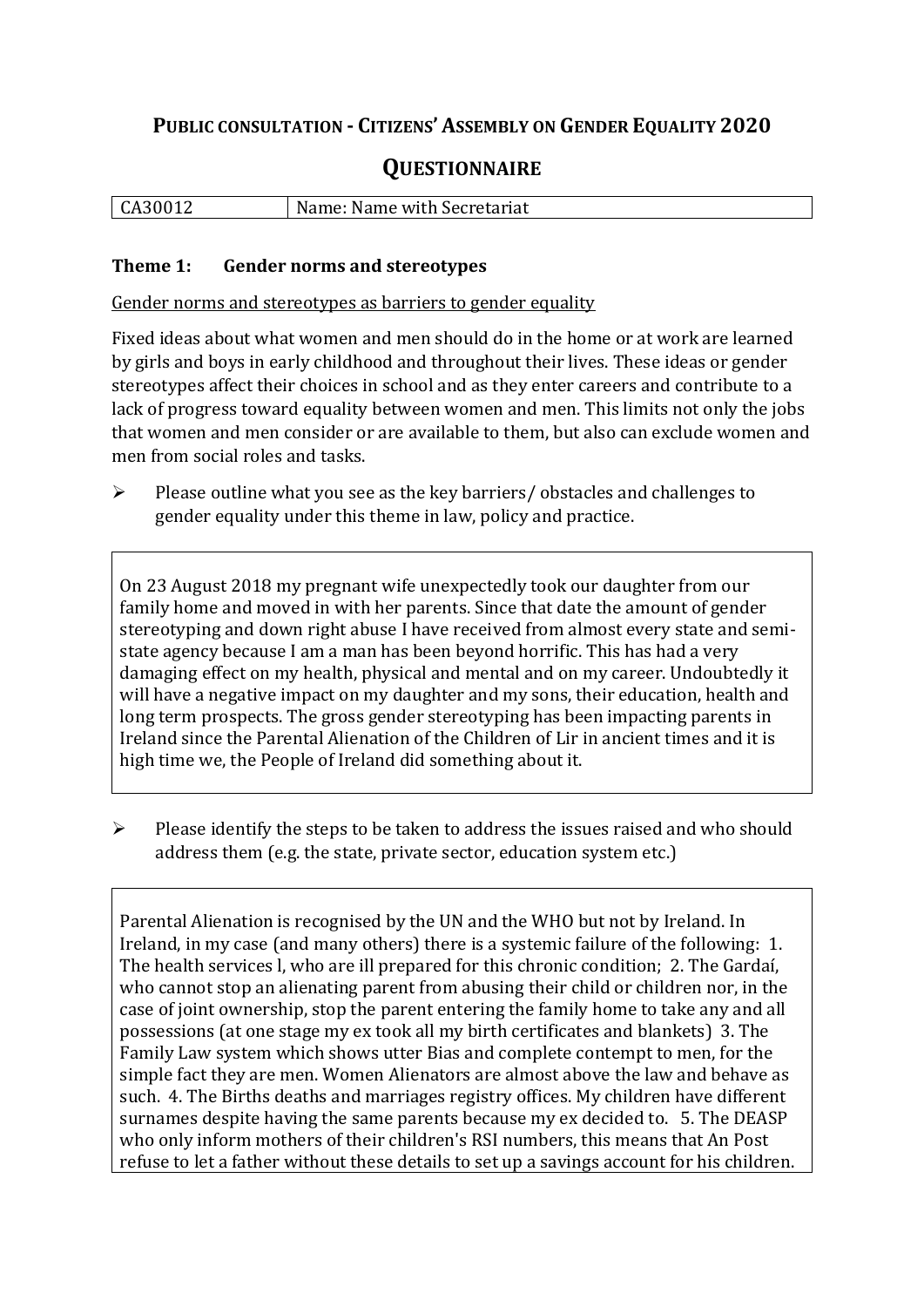# Public consultation - Citizens' Assembly on Gender Equality 2020

## Questionnaire

| CA30012 | Name: Name with Secretariat |
|---|---|

### Theme 1: Gender norms and stereotypes

Gender norms and stereotypes as barriers to gender equality

Fixed ideas about what women and men should do in the home or at work are learned by girls and boys in early childhood and throughout their lives. These ideas or gender stereotypes affect their choices in school and as they enter careers and contribute to a lack of progress toward equality between women and men. This limits not only the jobs that women and men consider or are available to them, but also can exclude women and men from social roles and tasks.

- Please outline what you see as the key barriers/ obstacles and challenges to gender equality under this theme in law, policy and practice.

On 23 August 2018 my pregnant wife unexpectedly took our daughter from our family home and moved in with her parents. Since that date the amount of gender stereotyping and down right abuse I have received from almost every state and semi-state agency because I am a man has been beyond horrific. This has had a very damaging effect on my health, physical and mental and on my career. Undoubtedly it will have a negative impact on my daughter and my sons, their education, health and long term prospects. The gross gender stereotyping has been impacting parents in Ireland since the Parental Alienation of the Children of Lir in ancient times and it is high time we, the People of Ireland did something about it.

- Please identify the steps to be taken to address the issues raised and who should address them (e.g. the state, private sector, education system etc.)

Parental Alienation is recognised by the UN and the WHO but not by Ireland. In Ireland, in my case (and many others) there is a systemic failure of the following: 1. The health services l, who are ill prepared for this chronic condition; 2. The Gardaí, who cannot stop an alienating parent from abusing their child or children nor, in the case of joint ownership, stop the parent entering the family home to take any and all possessions (at one stage my ex took all my birth certificates and blankets) 3. The Family Law system which shows utter Bias and complete contempt to men, for the simple fact they are men. Women Alienators are almost above the law and behave as such. 4. The Births deaths and marriages registry offices. My children have different surnames despite having the same parents because my ex decided to. 5. The DEASP who only inform mothers of their children's RSI numbers, this means that An Post refuse to let a father without these details to set up a savings account for his children.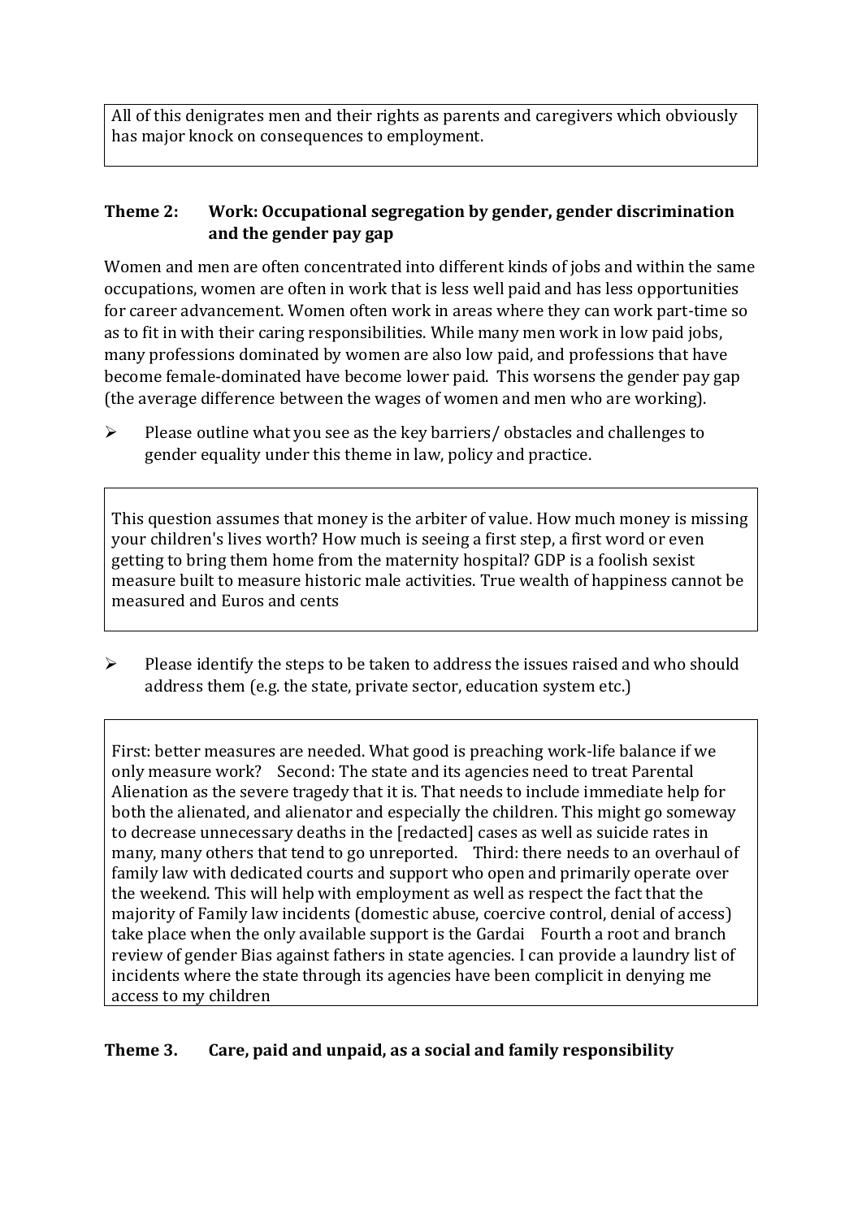All of this denigrates men and their rights as parents and caregivers which obviously has major knock on consequences to employment.

**Theme 2: Work: Occupational segregation by gender, gender discrimination and the gender pay gap**

Women and men are often concentrated into different kinds of jobs and within the same occupations, women are often in work that is less well paid and has less opportunities for career advancement. Women often work in areas where they can work part-time so as to fit in with their caring responsibilities. While many men work in low paid jobs, many professions dominated by women are also low paid, and professions that have become female-dominated have become lower paid. This worsens the gender pay gap (the average difference between the wages of women and men who are working).

- Please outline what you see as the key barriers/ obstacles and challenges to gender equality under this theme in law, policy and practice.

This question assumes that money is the arbiter of value. How much money is missing your children's lives worth? How much is seeing a first step, a first word or even getting to bring them home from the maternity hospital? GDP is a foolish sexist measure built to measure historic male activities. True wealth of happiness cannot be measured and Euros and cents

- Please identify the steps to be taken to address the issues raised and who should address them (e.g. the state, private sector, education system etc.)

First: better measures are needed. What good is preaching work-life balance if we only measure work? Second: The state and its agencies need to treat Parental Alienation as the severe tragedy that it is. That needs to include immediate help for both the alienated, and alienator and especially the children. This might go someway to decrease unnecessary deaths in the [redacted] cases as well as suicide rates in many, many others that tend to go unreported. Third: there needs to an overhaul of family law with dedicated courts and support who open and primarily operate over the weekend. This will help with employment as well as respect the fact that the majority of Family law incidents (domestic abuse, coercive control, denial of access) take place when the only available support is the Gardai Fourth a root and branch review of gender Bias against fathers in state agencies. I can provide a laundry list of incidents where the state through its agencies have been complicit in denying me access to my children

**Theme 3. Care, paid and unpaid, as a social and family responsibility**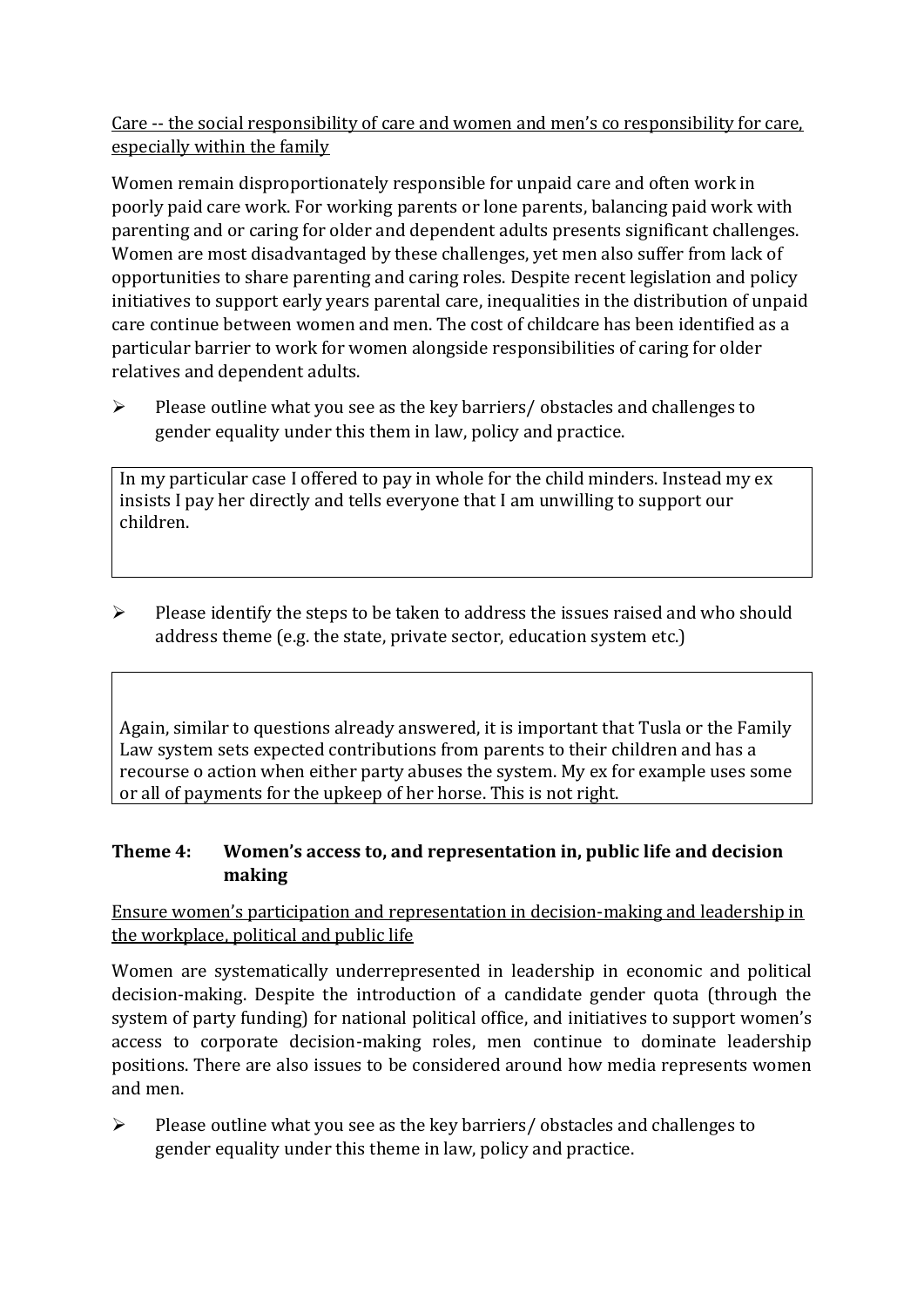Care -- the social responsibility of care and women and men's co responsibility for care, especially within the family

Women remain disproportionately responsible for unpaid care and often work in poorly paid care work. For working parents or lone parents, balancing paid work with parenting and or caring for older and dependent adults presents significant challenges. Women are most disadvantaged by these challenges, yet men also suffer from lack of opportunities to share parenting and caring roles. Despite recent legislation and policy initiatives to support early years parental care, inequalities in the distribution of unpaid care continue between women and men. The cost of childcare has been identified as a particular barrier to work for women alongside responsibilities of caring for older relatives and dependent adults.

- Please outline what you see as the key barriers/ obstacles and challenges to gender equality under this them in law, policy and practice.

> In my particular case I offered to pay in whole for the child minders. Instead my ex insists I pay her directly and tells everyone that I am unwilling to support our children.

- Please identify the steps to be taken to address the issues raised and who should address theme (e.g. the state, private sector, education system etc.)

> Again, similar to questions already answered, it is important that Tusla or the Family Law system sets expected contributions from parents to their children and has a recourse o action when either party abuses the system. My ex for example uses some or all of payments for the upkeep of her horse. This is not right.

### Theme 4: Women's access to, and representation in, public life and decision making

Ensure women's participation and representation in decision-making and leadership in the workplace, political and public life

Women are systematically underrepresented in leadership in economic and political decision-making. Despite the introduction of a candidate gender quota (through the system of party funding) for national political office, and initiatives to support women's access to corporate decision-making roles, men continue to dominate leadership positions. There are also issues to be considered around how media represents women and men.

- Please outline what you see as the key barriers/ obstacles and challenges to gender equality under this theme in law, policy and practice.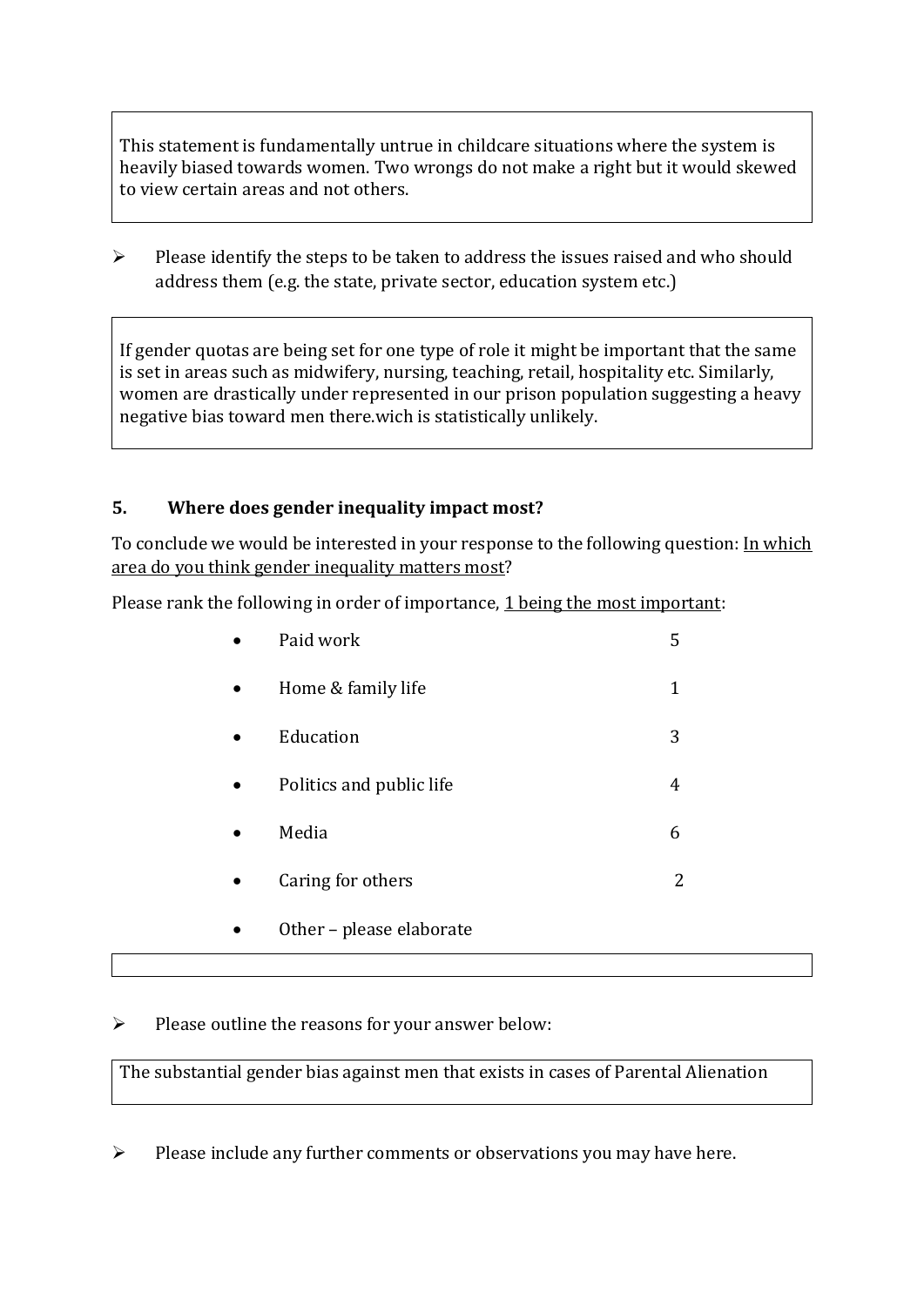This statement is fundamentally untrue in childcare situations where the system is heavily biased towards women. Two wrongs do not make a right but it would skewed to view certain areas and not others.

- Please identify the steps to be taken to address the issues raised and who should address them (e.g. the state, private sector, education system etc.)

If gender quotas are being set for one type of role it might be important that the same is set in areas such as midwifery, nursing, teaching, retail, hospitality etc. Similarly, women are drastically under represented in our prison population suggesting a heavy negative bias toward men there.wich is statistically unlikely.

### 5. Where does gender inequality impact most?

To conclude we would be interested in your response to the following question: In which area do you think gender inequality matters most?

Please rank the following in order of importance, 1 being the most important:

| | |
|---|---|
| • Paid work | 5 |
| • Home & family life | 1 |
| • Education | 3 |
| • Politics and public life | 4 |
| • Media | 6 |
| • Caring for others | 2 |
| • Other – please elaborate | |

- Please outline the reasons for your answer below:

The substantial gender bias against men that exists in cases of Parental Alienation

- Please include any further comments or observations you may have here.